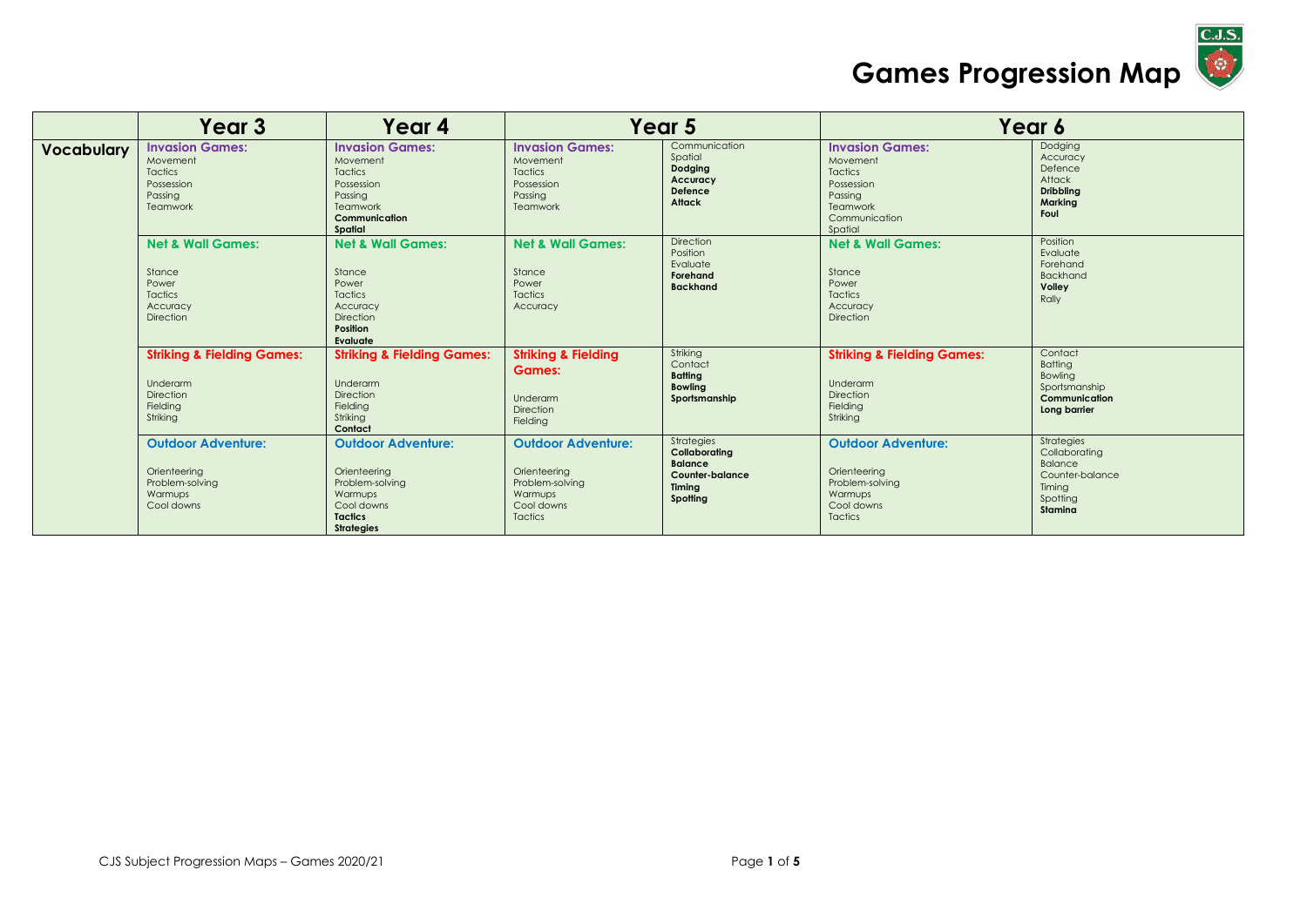# Games Progression Map

| | Year 3 | Year 4 | Year 5 | | Year 6 | |
|---|---|---|---|---|---|---|
| **Vocabulary** | **Invasion Games:**<br>Movement<br>Tactics<br>Possession<br>Passing<br>Teamwork | **Invasion Games:**<br>Movement<br>Tactics<br>Possession<br>Passing<br>Teamwork<br>**Communication**<br>**Spatial** | **Invasion Games:**<br>Movement<br>Tactics<br>Possession<br>Passing<br>Teamwork | Communication<br>Spatial<br>**Dodging**<br>**Accuracy**<br>**Defence**<br>**Attack** | **Invasion Games:**<br>Movement<br>Tactics<br>Possession<br>Passing<br>Teamwork<br>Communication<br>Spatial | Dodging<br>Accuracy<br>Defence<br>Attack<br>**Dribbling**<br>**Marking**<br>**Foul** |
| | **Net & Wall Games:**<br>Stance<br>Power<br>Tactics<br>Accuracy<br>Direction | **Net & Wall Games:**<br>Stance<br>Power<br>Tactics<br>Accuracy<br>Direction<br>**Position**<br>**Evaluate** | **Net & Wall Games:**<br>Stance<br>Power<br>Tactics<br>Accuracy | Direction<br>Position<br>Evaluate<br>**Forehand**<br>**Backhand** | **Net & Wall Games:**<br>Stance<br>Power<br>Tactics<br>Accuracy<br>Direction | Position<br>Evaluate<br>Forehand<br>Backhand<br>**Volley**<br>Rally |
| | **Striking & Fielding Games:**<br>Underarm<br>Direction<br>Fielding<br>Striking | **Striking & Fielding Games:**<br>Underarm<br>Direction<br>Fielding<br>Striking<br>**Contact** | **Striking & Fielding Games:**<br>Underarm<br>Direction<br>Fielding | Striking<br>Contact<br>**Batting**<br>**Bowling**<br>**Sportsmanship** | **Striking & Fielding Games:**<br>Underarm<br>Direction<br>Fielding<br>Striking | Contact<br>Batting<br>Bowling<br>Sportsmanship<br>**Communication**<br>**Long barrier** |
| | **Outdoor Adventure:**<br>Orienteering<br>Problem-solving<br>Warmups<br>Cool downs | **Outdoor Adventure:**<br>Orienteering<br>Problem-solving<br>Warmups<br>Cool downs<br>**Tactics**<br>**Strategies** | **Outdoor Adventure:**<br>Orienteering<br>Problem-solving<br>Warmups<br>Cool downs<br>Tactics | Strategies<br>**Collaborating**<br>**Balance**<br>**Counter-balance**<br>**Timing**<br>**Spotting** | **Outdoor Adventure:**<br>Orienteering<br>Problem-solving<br>Warmups<br>Cool downs<br>Tactics | Strategies<br>Collaborating<br>Balance<br>Counter-balance<br>Timing<br>Spotting<br>**Stamina** |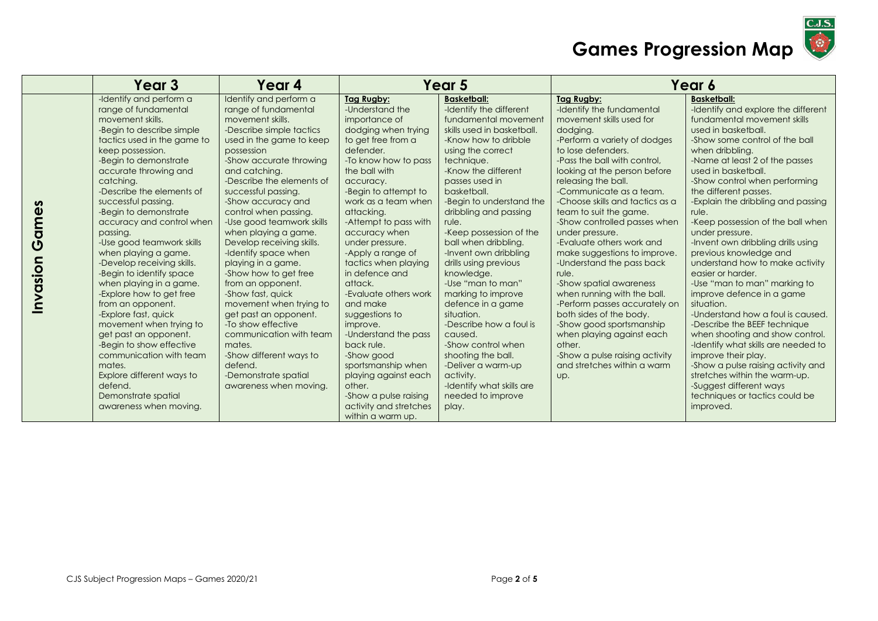# Games Progression Map

| | Year 3 | Year 4 | Year 5 | | Year 6 | |
|---|---|---|---|---|---|---|
| **Invasion Games** | -Identify and perform a range of fundamental movement skills.<br>-Begin to describe simple tactics used in the game to keep possession.<br>-Begin to demonstrate accurate throwing and catching.<br>-Describe the elements of successful passing.<br>-Begin to demonstrate accuracy and control when passing.<br>-Use good teamwork skills when playing a game.<br>-Develop receiving skills.<br>-Begin to identify space when playing in a game.<br>-Explore how to get free from an opponent.<br>-Explore fast, quick movement when trying to get past an opponent.<br>-Begin to show effective communication with team mates.<br>Explore different ways to defend.<br>Demonstrate spatial awareness when moving. | Identify and perform a range of fundamental movement skills.<br>-Describe simple tactics used in the game to keep possession<br>-Show accurate throwing and catching.<br>-Describe the elements of successful passing.<br>-Show accuracy and control when passing.<br>-Use good teamwork skills when playing a game.<br>Develop receiving skills.<br>-Identify space when playing in a game.<br>-Show how to get free from an opponent.<br>-Show fast, quick movement when trying to get past an opponent.<br>-To show effective communication with team mates.<br>-Show different ways to defend.<br>-Demonstrate spatial awareness when moving. | **Tag Rugby:**<br>-Understand the importance of dodging when trying to get free from a defender.<br>-To know how to pass the ball with accuracy.<br>-Begin to attempt to work as a team when attacking.<br>-Attempt to pass with accuracy when under pressure.<br>-Apply a range of tactics when playing in defence and attack.<br>-Evaluate others work and make suggestions to improve.<br>-Understand the pass back rule.<br>-Show good sportsmanship when playing against each other.<br>-Show a pulse raising activity and stretches within a warm up. | **Basketball:**<br>-Identify the different fundamental movement skills used in basketball.<br>-Know how to dribble using the correct technique.<br>-Know the different passes used in basketball.<br>-Begin to understand the dribbling and passing rule.<br>-Keep possession of the ball when dribbling.<br>-Invent own dribbling drills using previous knowledge.<br>-Use "man to man" marking to improve defence in a game situation.<br>-Describe how a foul is caused.<br>-Show control when shooting the ball.<br>-Deliver a warm-up activity.<br>-Identify what skills are needed to improve play. | **Tag Rugby:**<br>-Identify the fundamental movement skills used for dodging.<br>-Perform a variety of dodges to lose defenders.<br>-Pass the ball with control, looking at the person before releasing the ball.<br>-Communicate as a team.<br>-Choose skills and tactics as a team to suit the game.<br>-Show controlled passes when under pressure.<br>-Evaluate others work and make suggestions to improve.<br>-Understand the pass back rule.<br>-Show spatial awareness when running with the ball.<br>-Perform passes accurately on both sides of the body.<br>-Show good sportsmanship when playing against each other.<br>-Show a pulse raising activity and stretches within a warm up. | **Basketball:**<br>-Identify and explore the different fundamental movement skills used in basketball.<br>-Show some control of the ball when dribbling.<br>-Name at least 2 of the passes used in basketball.<br>-Show control when performing the different passes.<br>-Explain the dribbling and passing rule.<br>-Keep possession of the ball when under pressure.<br>-Invent own dribbling drills using previous knowledge and understand how to make activity easier or harder.<br>-Use "man to man" marking to improve defence in a game situation.<br>-Understand how a foul is caused.<br>-Describe the BEEF technique when shooting and show control.<br>-Identify what skills are needed to improve their play.<br>-Show a pulse raising activity and stretches within the warm-up.<br>-Suggest different ways techniques or tactics could be improved. |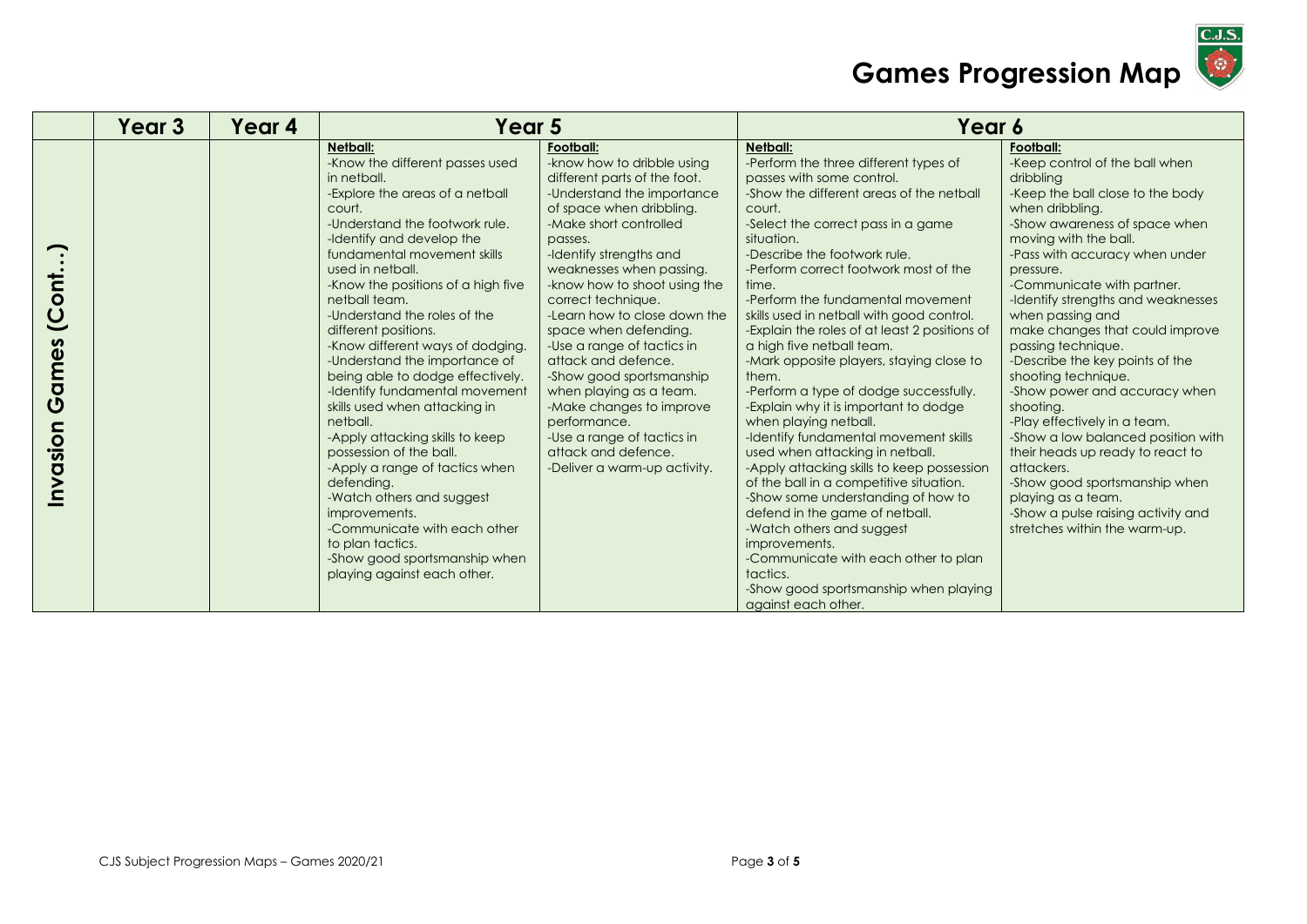# Games Progression Map

| | Year 3 | Year 4 | Year 5 | | Year 6 | |
|---|---|---|---|---|---|---|
| **Invasion Games (Cont…)** | | | **Netball:**<br>-Know the different passes used in netball.<br>-Explore the areas of a netball court.<br>-Understand the footwork rule.<br>-Identify and develop the fundamental movement skills used in netball.<br>-Know the positions of a high five netball team.<br>-Understand the roles of the different positions.<br>-Know different ways of dodging.<br>-Understand the importance of being able to dodge effectively.<br>-Identify fundamental movement skills used when attacking in netball.<br>-Apply attacking skills to keep possession of the ball.<br>-Apply a range of tactics when defending.<br>-Watch others and suggest improvements.<br>-Communicate with each other to plan tactics.<br>-Show good sportsmanship when playing against each other. | **Football:**<br>-know how to dribble using different parts of the foot.<br>-Understand the importance of space when dribbling.<br>-Make short controlled passes.<br>-Identify strengths and weaknesses when passing.<br>-know how to shoot using the correct technique.<br>-Learn how to close down the space when defending.<br>-Use a range of tactics in attack and defence.<br>-Show good sportsmanship when playing as a team.<br>-Make changes to improve performance.<br>-Use a range of tactics in attack and defence.<br>-Deliver a warm-up activity. | **Netball:**<br>-Perform the three different types of passes with some control.<br>-Show the different areas of the netball court.<br>-Select the correct pass in a game situation.<br>-Describe the footwork rule.<br>-Perform correct footwork most of the time.<br>-Perform the fundamental movement skills used in netball with good control.<br>-Explain the roles of at least 2 positions of a high five netball team.<br>-Mark opposite players, staying close to them.<br>-Perform a type of dodge successfully.<br>-Explain why it is important to dodge when playing netball.<br>-Identify fundamental movement skills used when attacking in netball.<br>-Apply attacking skills to keep possession of the ball in a competitive situation.<br>-Show some understanding of how to defend in the game of netball.<br>-Watch others and suggest improvements.<br>-Communicate with each other to plan tactics.<br>-Show good sportsmanship when playing against each other. | **Football:**<br>-Keep control of the ball when dribbling<br>-Keep the ball close to the body when dribbling.<br>-Show awareness of space when moving with the ball.<br>-Pass with accuracy when under pressure.<br>-Communicate with partner.<br>-Identify strengths and weaknesses when passing and make changes that could improve passing technique.<br>-Describe the key points of the shooting technique.<br>-Show power and accuracy when shooting.<br>-Play effectively in a team.<br>-Show a low balanced position with their heads up ready to react to attackers.<br>-Show good sportsmanship when playing as a team.<br>-Show a pulse raising activity and stretches within the warm-up. |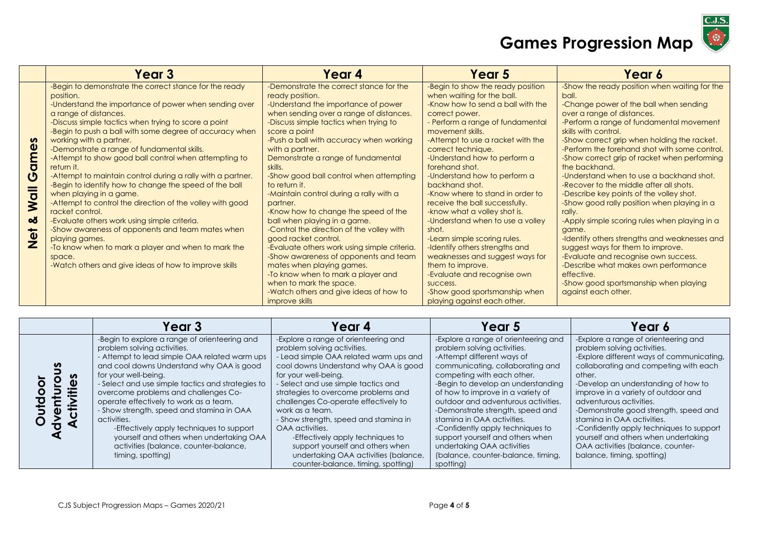# Games Progression Map

| | Year 3 | Year 4 | Year 5 | Year 6 |
|---|---|---|---|---|
| **Net & Wall Games** | -Begin to demonstrate the correct stance for the ready position.<br>-Understand the importance of power when sending over a range of distances.<br>-Discuss simple tactics when trying to score a point<br>-Begin to push a ball with some degree of accuracy when working with a partner.<br>-Demonstrate a range of fundamental skills.<br>-Attempt to show good ball control when attempting to return it.<br>-Attempt to maintain control during a rally with a partner.<br>-Begin to identify how to change the speed of the ball when playing in a game.<br>-Attempt to control the direction of the volley with good racket control.<br>-Evaluate others work using simple criteria.<br>-Show awareness of opponents and team mates when playing games.<br>-To know when to mark a player and when to mark the space.<br>-Watch others and give ideas of how to improve skills | -Demonstrate the correct stance for the ready position.<br>-Understand the importance of power when sending over a range of distances.<br>-Discuss simple tactics when trying to score a point<br>-Push a ball with accuracy when working with a partner.<br>Demonstrate a range of fundamental skills.<br>-Show good ball control when attempting to return it.<br>-Maintain control during a rally with a partner.<br>-Know how to change the speed of the ball when playing in a game.<br>-Control the direction of the volley with good racket control.<br>-Evaluate others work using simple criteria.<br>-Show awareness of opponents and team mates when playing games.<br>-To know when to mark a player and when to mark the space.<br>-Watch others and give ideas of how to improve skills | -Begin to show the ready position when waiting for the ball.<br>-Know how to send a ball with the correct power.<br>- Perform a range of fundamental movement skills.<br>-Attempt to use a racket with the correct technique.<br>-Understand how to perform a forehand shot.<br>-Understand how to perform a backhand shot.<br>-Know where to stand in order to receive the ball successfully.<br>-know what a volley shot is.<br>-Understand when to use a volley shot.<br>-Learn simple scoring rules.<br>-Identify others strengths and weaknesses and suggest ways for them to improve.<br>-Evaluate and recognise own success.<br>-Show good sportsmanship when playing against each other. | -Show the ready position when waiting for the ball.<br>-Change power of the ball when sending over a range of distances.<br>-Perform a range of fundamental movement skills with control.<br>-Show correct grip when holding the racket.<br>-Perform the forehand shot with some control.<br>-Show correct grip of racket when performing the backhand.<br>-Understand when to use a backhand shot.<br>-Recover to the middle after all shots.<br>-Describe key points of the volley shot.<br>-Show good rally position when playing in a rally.<br>-Apply simple scoring rules when playing in a game.<br>-Identify others strengths and weaknesses and suggest ways for them to improve.<br>-Evaluate and recognise own success.<br>-Describe what makes own performance effective.<br>-Show good sportsmanship when playing against each other. |

| | Year 3 | Year 4 | Year 5 | Year 6 |
|---|---|---|---|---|
| **Outdoor Adventurous Activities** | -Begin to explore a range of orienteering and problem solving activities.<br>- Attempt to lead simple OAA related warm ups and cool downs Understand why OAA is good for your well-being.<br>- Select and use simple tactics and strategies to overcome problems and challenges Co-operate effectively to work as a team.<br>- Show strength, speed and stamina in OAA activities.<br>-Effectively apply techniques to support yourself and others when undertaking OAA activities (balance, counter-balance, timing, spotting) | -Explore a range of orienteering and problem solving activities.<br>- Lead simple OAA related warm ups and cool downs Understand why OAA is good for your well-being.<br>- Select and use simple tactics and strategies to overcome problems and challenges Co-operate effectively to work as a team.<br>- Show strength, speed and stamina in OAA activities.<br>-Effectively apply techniques to support yourself and others when undertaking OAA activities (balance, counter-balance, timing, spotting) | -Explore a range of orienteering and problem solving activities.<br>-Attempt different ways of communicating, collaborating and competing with each other.<br>-Begin to develop an understanding of how to improve in a variety of outdoor and adventurous activities.<br>-Demonstrate strength, speed and stamina in OAA activities.<br>-Confidently apply techniques to support yourself and others when undertaking OAA activities (balance, counter-balance, timing, spotting) | -Explore a range of orienteering and problem solving activities.<br>-Explore different ways of communicating, collaborating and competing with each other.<br>-Develop an understanding of how to improve in a variety of outdoor and adventurous activities.<br>-Demonstrate good strength, speed and stamina in OAA activities.<br>-Confidently apply techniques to support yourself and others when undertaking OAA activities (balance, counter-balance, timing, spotting) |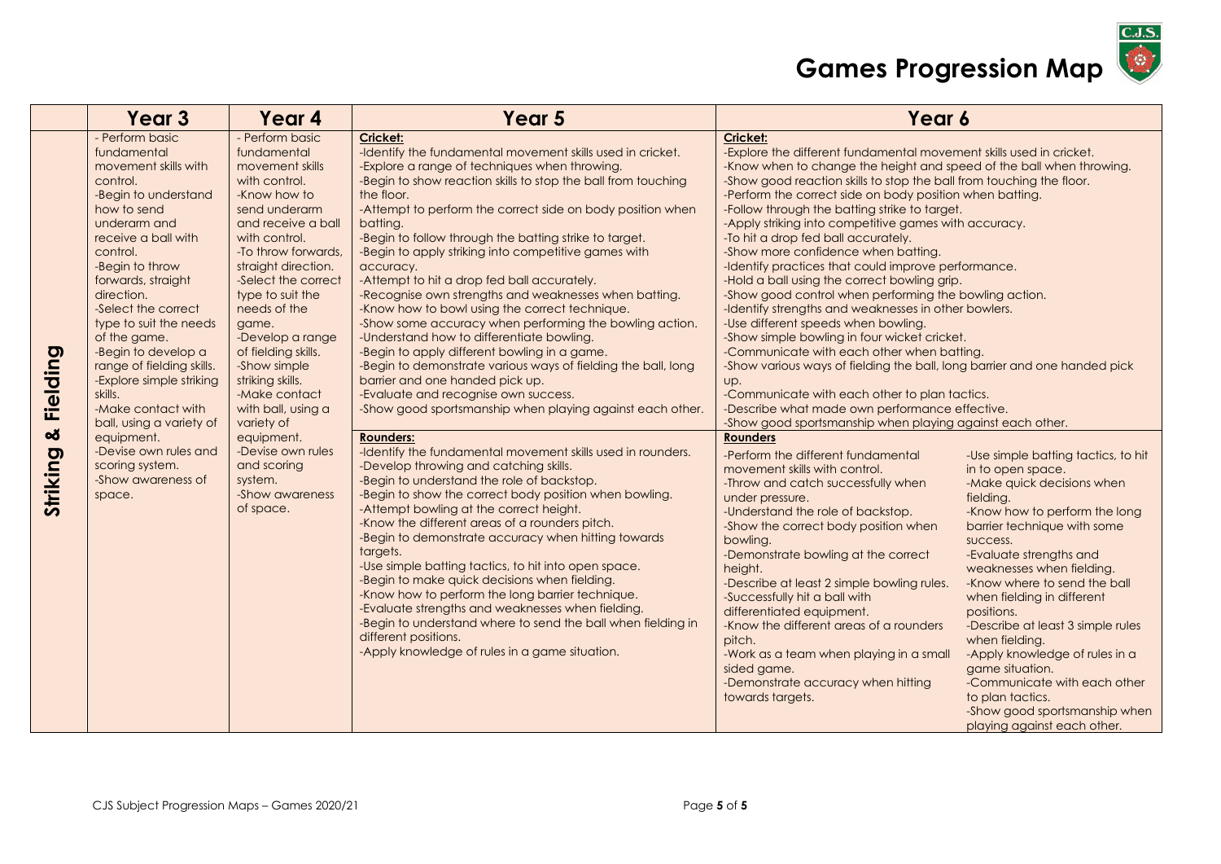# Games Progression Map

| | Year 3 | Year 4 | Year 5 | Year 6 |
|---|---|---|---|---|
| **Striking & Fielding** | - Perform basic fundamental movement skills with control.<br>-Begin to understand how to send underarm and receive a ball with control.<br>-Begin to throw forwards, straight direction.<br>-Select the correct type to suit the needs of the game.<br>-Begin to develop a range of fielding skills.<br>-Explore simple striking skills.<br>-Make contact with ball, using a variety of equipment.<br>-Devise own rules and scoring system.<br>-Show awareness of space. | - Perform basic fundamental movement skills with control.<br>-Know how to send underarm and receive a ball with control.<br>-To throw forwards, straight direction.<br>-Select the correct type to suit the needs of the game.<br>-Develop a range of fielding skills.<br>-Show simple striking skills.<br>-Make contact with ball, using a variety of equipment.<br>-Devise own rules and scoring system.<br>-Show awareness of space. | **Cricket:**<br>-Identify the fundamental movement skills used in cricket.<br>-Explore a range of techniques when throwing.<br>-Begin to show reaction skills to stop the ball from touching the floor.<br>-Attempt to perform the correct side on body position when batting.<br>-Begin to follow through the batting strike to target.<br>-Begin to apply striking into competitive games with accuracy.<br>-Attempt to hit a drop fed ball accurately.<br>-Recognise own strengths and weaknesses when batting.<br>-Know how to bowl using the correct technique.<br>-Show some accuracy when performing the bowling action.<br>-Understand how to differentiate bowling.<br>-Begin to apply different bowling in a game.<br>-Begin to demonstrate various ways of fielding the ball, long barrier and one handed pick up.<br>-Evaluate and recognise own success.<br>-Show good sportsmanship when playing against each other. | **Cricket:**<br>-Explore the different fundamental movement skills used in cricket.<br>-Know when to change the height and speed of the ball when throwing.<br>-Show good reaction skills to stop the ball from touching the floor.<br>-Perform the correct side on body position when batting.<br>-Follow through the batting strike to target.<br>-Apply striking into competitive games with accuracy.<br>-To hit a drop fed ball accurately.<br>-Show more confidence when batting.<br>-Identify practices that could improve performance.<br>-Hold a ball using the correct bowling grip.<br>-Show good control when performing the bowling action.<br>-Identify strengths and weaknesses in other bowlers.<br>-Use different speeds when bowling.<br>-Show simple bowling in four wicket cricket.<br>-Communicate with each other when batting.<br>-Show various ways of fielding the ball, long barrier and one handed pick up.<br>-Communicate with each other to plan tactics.<br>-Describe what made own performance effective.<br>-Show good sportsmanship when playing against each other. |
| | | | **Rounders:**<br>-Identify the fundamental movement skills used in rounders.<br>-Develop throwing and catching skills.<br>-Begin to understand the role of backstop.<br>-Begin to show the correct body position when bowling.<br>-Attempt bowling at the correct height.<br>-Know the different areas of a rounders pitch.<br>-Begin to demonstrate accuracy when hitting towards targets.<br>-Use simple batting tactics, to hit into open space.<br>-Begin to make quick decisions when fielding.<br>-Know how to perform the long barrier technique.<br>-Evaluate strengths and weaknesses when fielding.<br>-Begin to understand where to send the ball when fielding in different positions.<br>-Apply knowledge of rules in a game situation. | **Rounders**<br>-Perform the different fundamental movement skills with control.<br>-Throw and catch successfully when under pressure.<br>-Understand the role of backstop.<br>-Show the correct body position when bowling.<br>-Demonstrate bowling at the correct height.<br>-Describe at least 2 simple bowling rules.<br>-Successfully hit a ball with differentiated equipment.<br>-Know the different areas of a rounders pitch.<br>-Work as a team when playing in a small sided game.<br>-Demonstrate accuracy when hitting towards targets.<br>-Use simple batting tactics, to hit in to open space.<br>-Make quick decisions when fielding.<br>-Know how to perform the long barrier technique with some success.<br>-Evaluate strengths and weaknesses when fielding.<br>-Know where to send the ball when fielding in different positions.<br>-Describe at least 3 simple rules when fielding.<br>-Apply knowledge of rules in a game situation.<br>-Communicate with each other to plan tactics.<br>-Show good sportsmanship when playing against each other. |

CJS Subject Progression Maps – Games 2020/21